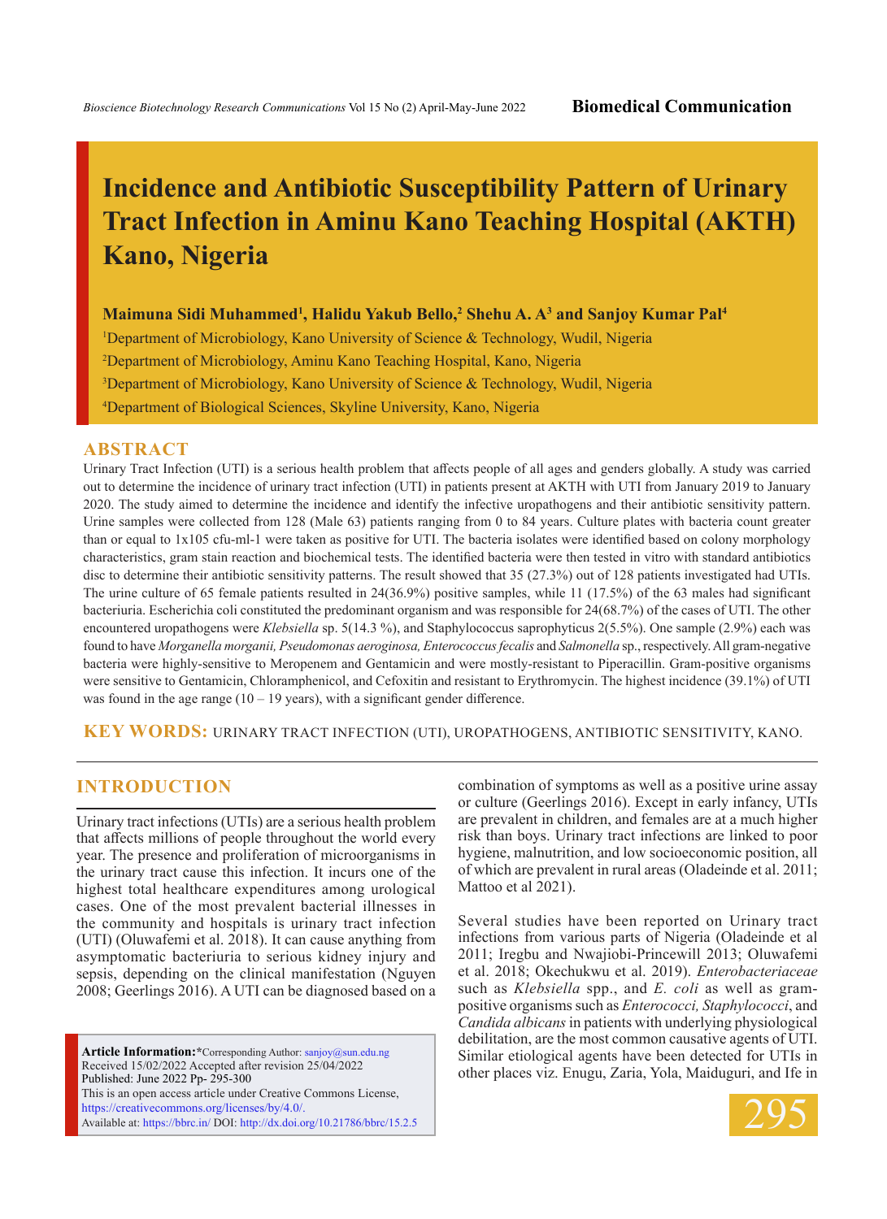Biomedical Communication

# Incidence and Antibiotic Susceptibility Pattern of Urinary Tract Infection in Aminu Kano Teaching Hospital (AKTH) Kano, Nigeria

**Maimuna Sidi Muhammed[1], Halidu Yakub Bello,[2] Shehu A. A[3] and Sanjoy Kumar Pal[4]**

[1]Department of Microbiology, Kano University of Science & Technology, Wudil, Nigeria

[2]Department of Microbiology, Aminu Kano Teaching Hospital, Kano, Nigeria

[3]Department of Microbiology, Kano University of Science & Technology, Wudil, Nigeria

[4]Department of Biological Sciences, Skyline University, Kano, Nigeria

## ABSTRACT

Urinary Tract Infection (UTI) is a serious health problem that affects people of all ages and genders globally. A study was carried out to determine the incidence of urinary tract infection (UTI) in patients present at AKTH with UTI from January 2019 to January 2020. The study aimed to determine the incidence and identify the infective uropathogens and their antibiotic sensitivity pattern. Urine samples were collected from 128 (Male 63) patients ranging from 0 to 84 years. Culture plates with bacteria count greater than or equal to 1x105 cfu-ml-1 were taken as positive for UTI. The bacteria isolates were identified based on colony morphology characteristics, gram stain reaction and biochemical tests. The identified bacteria were then tested in vitro with standard antibiotics disc to determine their antibiotic sensitivity patterns. The result showed that 35 (27.3%) out of 128 patients investigated had UTIs. The urine culture of 65 female patients resulted in 24(36.9%) positive samples, while 11 (17.5%) of the 63 males had significant bacteriuria. Escherichia coli constituted the predominant organism and was responsible for 24(68.7%) of the cases of UTI. The other encountered uropathogens were *Klebsiella* sp. 5(14.3 %), and Staphylococcus saprophyticus 2(5.5%). One sample (2.9%) each was found to have *Morganella morganii, Pseudomonas aeroginosa, Enterococcus fecalis* and *Salmonella* sp., respectively. All gram-negative bacteria were highly-sensitive to Meropenem and Gentamicin and were mostly-resistant to Piperacillin. Gram-positive organisms were sensitive to Gentamicin, Chloramphenicol, and Cefoxitin and resistant to Erythromycin. The highest incidence (39.1%) of UTI was found in the age range (10 – 19 years), with a significant gender difference.

**KEY WORDS:** URINARY TRACT INFECTION (UTI), UROPATHOGENS, ANTIBIOTIC SENSITIVITY, KANO.

## INTRODUCTION

Urinary tract infections (UTIs) are a serious health problem that affects millions of people throughout the world every year. The presence and proliferation of microorganisms in the urinary tract cause this infection. It incurs one of the highest total healthcare expenditures among urological cases. One of the most prevalent bacterial illnesses in the community and hospitals is urinary tract infection (UTI) (Oluwafemi et al. 2018). It can cause anything from asymptomatic bacteriuria to serious kidney injury and sepsis, depending on the clinical manifestation (Nguyen 2008; Geerlings 2016). A UTI can be diagnosed based on a combination of symptoms as well as a positive urine assay or culture (Geerlings 2016). Except in early infancy, UTIs are prevalent in children, and females are at a much higher risk than boys. Urinary tract infections are linked to poor hygiene, malnutrition, and low socioeconomic position, all of which are prevalent in rural areas (Oladeinde et al. 2011; Mattoo et al 2021).

Several studies have been reported on Urinary tract infections from various parts of Nigeria (Oladeinde et al 2011; Iregbu and Nwajiobi-Princewill 2013; Oluwafemi et al. 2018; Okechukwu et al. 2019). *Enterobacteriaceae* such as *Klebsiella* spp., and *E. coli* as well as gram-positive organisms such as *Enterococci, Staphylococci*, and *Candida albicans* in patients with underlying physiological debilitation, are the most common causative agents of UTI. Similar etiological agents have been detected for UTIs in other places viz. Enugu, Zaria, Yola, Maiduguri, and Ife in

**Article Information:***Corresponding Author: sanjoy@sun.edu.ng
Received 15/02/2022 Accepted after revision 25/04/2022
Published: June 2022 Pp- 295-300
This is an open access article under Creative Commons License, https://creativecommons.org/licenses/by/4.0/.
Available at: https://bbrc.in/ DOI: http://dx.doi.org/10.21786/bbrc/15.2.5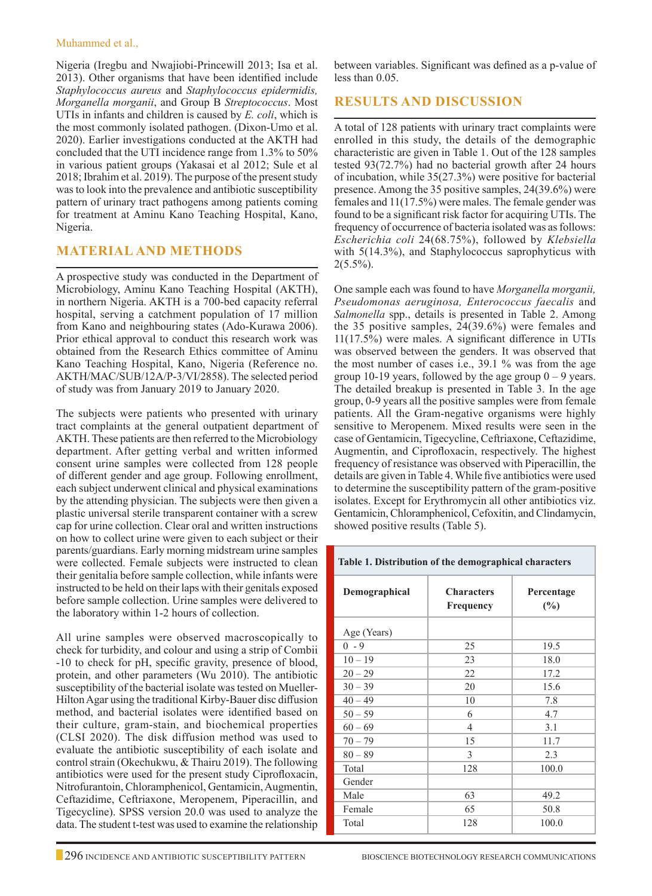Nigeria (Iregbu and Nwajiobi-Princewill 2013; Isa et al. 2013). Other organisms that have been identified include *Staphylococcus aureus* and *Staphylococcus epidermidis, Morganella morganii*, and Group B *Streptococcus*. Most UTIs in infants and children is caused by *E. coli*, which is the most commonly isolated pathogen. (Dixon-Umo et al. 2020). Earlier investigations conducted at the AKTH had concluded that the UTI incidence range from 1.3% to 50% in various patient groups (Yakasai et al 2012; Sule et al 2018; Ibrahim et al. 2019). The purpose of the present study was to look into the prevalence and antibiotic susceptibility pattern of urinary tract pathogens among patients coming for treatment at Aminu Kano Teaching Hospital, Kano, Nigeria.

## MATERIAL AND METHODS

A prospective study was conducted in the Department of Microbiology, Aminu Kano Teaching Hospital (AKTH), in northern Nigeria. AKTH is a 700-bed capacity referral hospital, serving a catchment population of 17 million from Kano and neighbouring states (Ado-Kurawa 2006). Prior ethical approval to conduct this research work was obtained from the Research Ethics committee of Aminu Kano Teaching Hospital, Kano, Nigeria (Reference no. AKTH/MAC/SUB/12A/P-3/VI/2858). The selected period of study was from January 2019 to January 2020.

The subjects were patients who presented with urinary tract complaints at the general outpatient department of AKTH. These patients are then referred to the Microbiology department. After getting verbal and written informed consent urine samples were collected from 128 people of different gender and age group. Following enrollment, each subject underwent clinical and physical examinations by the attending physician. The subjects were then given a plastic universal sterile transparent container with a screw cap for urine collection. Clear oral and written instructions on how to collect urine were given to each subject or their parents/guardians. Early morning midstream urine samples were collected. Female subjects were instructed to clean their genitalia before sample collection, while infants were instructed to be held on their laps with their genitals exposed before sample collection. Urine samples were delivered to the laboratory within 1-2 hours of collection.

All urine samples were observed macroscopically to check for turbidity, and colour and using a strip of Combii -10 to check for pH, specific gravity, presence of blood, protein, and other parameters (Wu 2010). The antibiotic susceptibility of the bacterial isolate was tested on Mueller-Hilton Agar using the traditional Kirby-Bauer disc diffusion method, and bacterial isolates were identified based on their culture, gram-stain, and biochemical properties (CLSI 2020). The disk diffusion method was used to evaluate the antibiotic susceptibility of each isolate and control strain (Okechukwu, & Thairu 2019). The following antibiotics were used for the present study Ciprofloxacin, Nitrofurantoin, Chloramphenicol, Gentamicin, Augmentin, Ceftazidime, Ceftriaxone, Meropenem, Piperacillin, and Tigecycline). SPSS version 20.0 was used to analyze the data. The student t-test was used to examine the relationship between variables. Significant was defined as a p-value of less than 0.05.

## RESULTS AND DISCUSSION

A total of 128 patients with urinary tract complaints were enrolled in this study, the details of the demographic characteristic are given in Table 1. Out of the 128 samples tested 93(72.7%) had no bacterial growth after 24 hours of incubation, while 35(27.3%) were positive for bacterial presence. Among the 35 positive samples, 24(39.6%) were females and 11(17.5%) were males. The female gender was found to be a significant risk factor for acquiring UTIs. The frequency of occurrence of bacteria isolated was as follows: *Escherichia coli* 24(68.75%), followed by *Klebsiella* with 5(14.3%), and Staphylococcus saprophyticus with 2(5.5%).

One sample each was found to have *Morganella morganii, Pseudomonas aeruginosa, Enterococcus faecalis* and *Salmonella* spp., details is presented in Table 2. Among the 35 positive samples, 24(39.6%) were females and 11(17.5%) were males. A significant difference in UTIs was observed between the genders. It was observed that the most number of cases i.e., 39.1 % was from the age group 10-19 years, followed by the age group 0 – 9 years. The detailed breakup is presented in Table 3. In the age group, 0-9 years all the positive samples were from female patients. All the Gram-negative organisms were highly sensitive to Meropenem. Mixed results were seen in the case of Gentamicin, Tigecycline, Ceftriaxone, Ceftazidime, Augmentin, and Ciprofloxacin, respectively. The highest frequency of resistance was observed with Piperacillin, the details are given in Table 4. While five antibiotics were used to determine the susceptibility pattern of the gram-positive isolates. Except for Erythromycin all other antibiotics viz. Gentamicin, Chloramphenicol, Cefoxitin, and Clindamycin, showed positive results (Table 5).

**Table 1. Distribution of the demographical characters**

| Demographical | Characters Frequency | Percentage (%) |
|---|---|---|
| Age (Years) | | |
| 0 - 9 | 25 | 19.5 |
| 10 – 19 | 23 | 18.0 |
| 20 – 29 | 22 | 17.2 |
| 30 – 39 | 20 | 15.6 |
| 40 – 49 | 10 | 7.8 |
| 50 – 59 | 6 | 4.7 |
| 60 – 69 | 4 | 3.1 |
| 70 – 79 | 15 | 11.7 |
| 80 – 89 | 3 | 2.3 |
| Total | 128 | 100.0 |
| Gender | | |
| Male | 63 | 49.2 |
| Female | 65 | 50.8 |
| Total | 128 | 100.0 |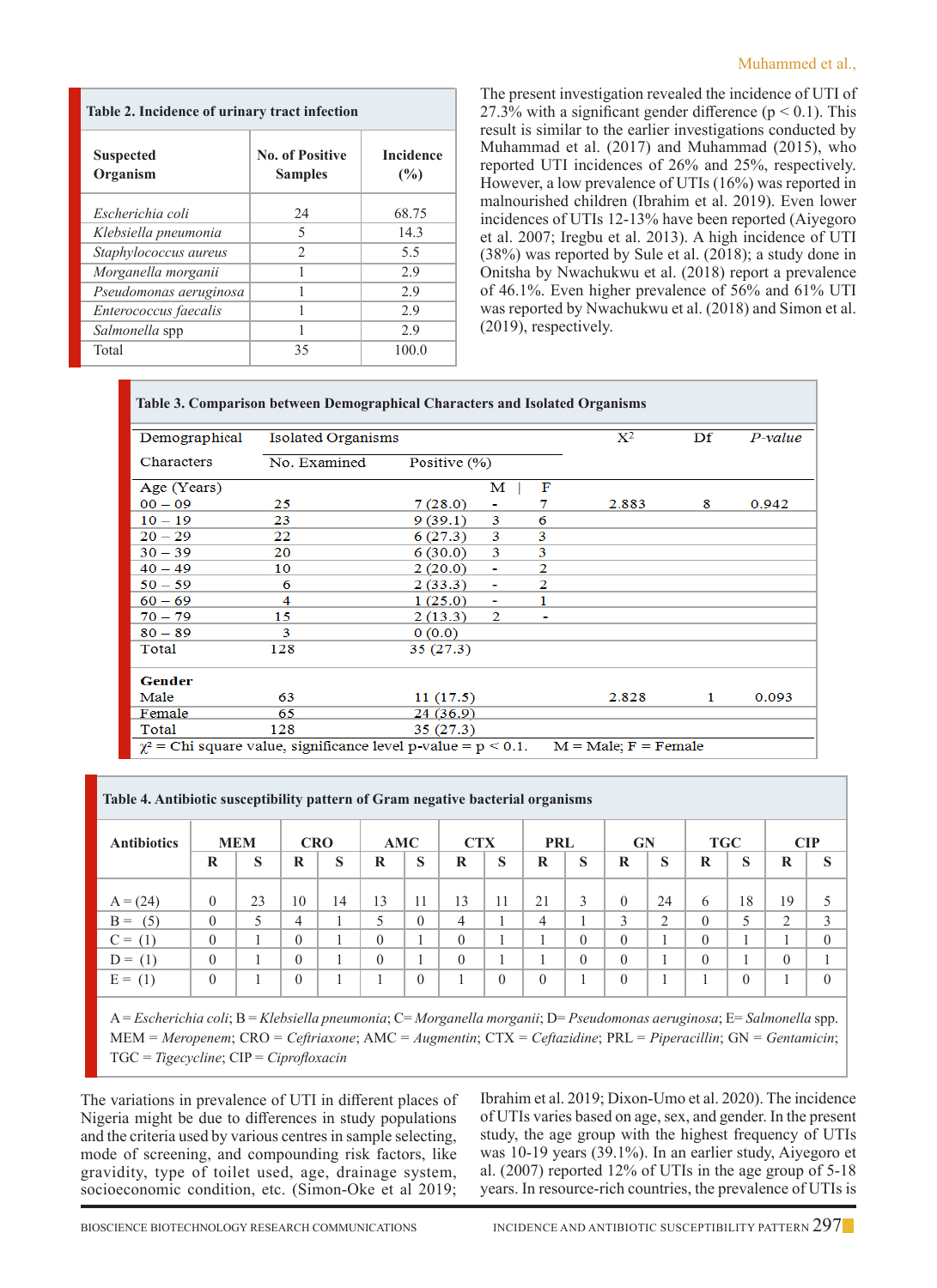**Table 2. Incidence of urinary tract infection**

| Suspected Organism | No. of Positive Samples | Incidence (%) |
|---|---|---|
| *Escherichia coli* | 24 | 68.75 |
| *Klebsiella pneumonia* | 5 | 14.3 |
| *Staphylococcus aureus* | 2 | 5.5 |
| *Morganella morganii* | 1 | 2.9 |
| *Pseudomonas aeruginosa* | 1 | 2.9 |
| *Enterococcus faecalis* | 1 | 2.9 |
| *Salmonella* spp | 1 | 2.9 |
| Total | 35 | 100.0 |

The present investigation revealed the incidence of UTI of 27.3% with a significant gender difference (p < 0.1). This result is similar to the earlier investigations conducted by Muhammad et al. (2017) and Muhammad (2015), who reported UTI incidences of 26% and 25%, respectively. However, a low prevalence of UTIs (16%) was reported in malnourished children (Ibrahim et al. 2019). Even lower incidences of UTIs 12-13% have been reported (Aiyegoro et al. 2007; Iregbu et al. 2013). A high incidence of UTI (38%) was reported by Sule et al. (2018); a study done in Onitsha by Nwachukwu et al. (2018) report a prevalence of 46.1%. Even higher prevalence of 56% and 61% UTI was reported by Nwachukwu et al. (2018) and Simon et al. (2019), respectively.

**Table 3. Comparison between Demographical Characters and Isolated Organisms**

| Demographical Characters | No. Examined | Positive (%) | M | F | $X^2$ | Df | *P-value* |
|---|---|---|---|---|---|---|---|
| Age (Years) | | | | | | | |
| 00 – 09 | 25 | 7 (28.0) | - | 7 | 2.883 | 8 | 0.942 |
| 10 – 19 | 23 | 9 (39.1) | 3 | 6 | | | |
| 20 – 29 | 22 | 6 (27.3) | 3 | 3 | | | |
| 30 – 39 | 20 | 6 (30.0) | 3 | 3 | | | |
| 40 – 49 | 10 | 2 (20.0) | - | 2 | | | |
| 50 – 59 | 6 | 2 (33.3) | - | 2 | | | |
| 60 – 69 | 4 | 1 (25.0) | - | 1 | | | |
| 70 – 79 | 15 | 2 (13.3) | 2 | - | | | |
| 80 – 89 | 3 | 0 (0.0) | | | | | |
| Total | 128 | 35 (27.3) | | | | | |
| **Gender** | | | | | | | |
| Male | 63 | 11 (17.5) | | | 2.828 | 1 | 0.093 |
| Female | 65 | 24 (36.9) | | | | | |
| Total | 128 | 35 (27.3) | | | | | |

$\chi^2$ = Chi square value, significance level p-value = p < 0.1. M = Male; F = Female

**Table 4. Antibiotic susceptibility pattern of Gram negative bacterial organisms**

| Antibiotics | MEM | | CRO | | AMC | | CTX | | PRL | | GN | | TGC | | CIP | |
|---|---|---|---|---|---|---|---|---|---|---|---|---|---|---|---|---|
| | R | S | R | S | R | S | R | S | R | S | R | S | R | S | R | S |
| A = (24) | 0 | 23 | 10 | 14 | 13 | 11 | 13 | 11 | 21 | 3 | 0 | 24 | 6 | 18 | 19 | 5 |
| B = (5) | 0 | 5 | 4 | 1 | 5 | 0 | 4 | 1 | 4 | 1 | 3 | 2 | 0 | 5 | 2 | 3 |
| C = (1) | 0 | 1 | 0 | 1 | 0 | 1 | 0 | 1 | 1 | 0 | 0 | 1 | 0 | 1 | 1 | 0 |
| D = (1) | 0 | 1 | 0 | 1 | 0 | 1 | 0 | 1 | 1 | 0 | 0 | 1 | 0 | 1 | 0 | 1 |
| E = (1) | 0 | 1 | 0 | 1 | 1 | 0 | 1 | 0 | 0 | 1 | 0 | 1 | 1 | 0 | 1 | 0 |

A = *Escherichia coli*; B = *Klebsiella pneumonia*; C= *Morganella morganii*; D= *Pseudomonas aeruginosa*; E= *Salmonella* spp. MEM = *Meropenem*; CRO = *Ceftriaxone*; AMC = *Augmentin*; CTX = *Ceftazidine*; PRL = *Piperacillin*; GN = *Gentamicin*; TGC = *Tigecycline*; CIP = *Ciprofloxacin*

The variations in prevalence of UTI in different places of Nigeria might be due to differences in study populations and the criteria used by various centres in sample selecting, mode of screening, and compounding risk factors, like gravidity, type of toilet used, age, drainage system, socioeconomic condition, etc. (Simon-Oke et al 2019; Ibrahim et al. 2019; Dixon-Umo et al. 2020). The incidence of UTIs varies based on age, sex, and gender. In the present study, the age group with the highest frequency of UTIs was 10-19 years (39.1%). In an earlier study, Aiyegoro et al. (2007) reported 12% of UTIs in the age group of 5-18 years. In resource-rich countries, the prevalence of UTIs is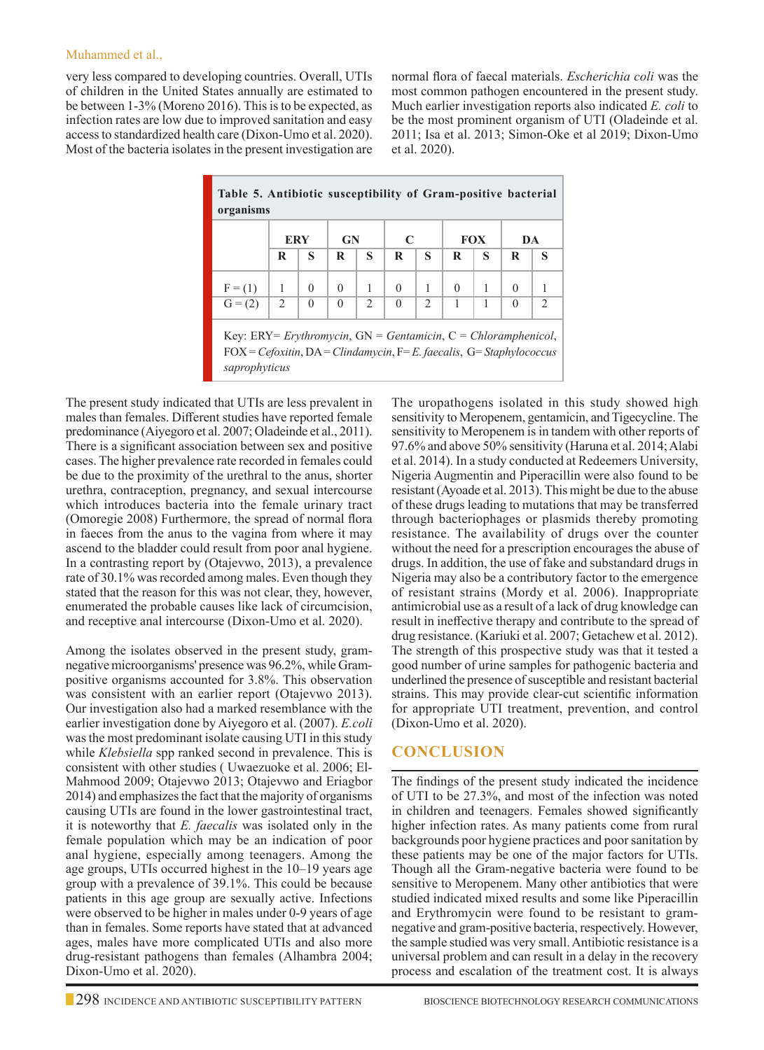very less compared to developing countries. Overall, UTIs of children in the United States annually are estimated to be between 1-3% (Moreno 2016). This is to be expected, as infection rates are low due to improved sanitation and easy access to standardized health care (Dixon-Umo et al. 2020). Most of the bacteria isolates in the present investigation are normal flora of faecal materials. *Escherichia coli* was the most common pathogen encountered in the present study. Much earlier investigation reports also indicated *E. coli* to be the most prominent organism of UTI (Oladeinde et al. 2011; Isa et al. 2013; Simon-Oke et al 2019; Dixon-Umo et al. 2020).

**Table 5. Antibiotic susceptibility of Gram-positive bacterial organisms**

| | ERY | | GN | | C | | FOX | | DA | |
|---|---|---|---|---|---|---|---|---|---|---|
| | R | S | R | S | R | S | R | S | R | S |
| F = (1) | 1 | 0 | 0 | 1 | 0 | 1 | 0 | 1 | 0 | 1 |
| G = (2) | 2 | 0 | 0 | 2 | 0 | 2 | 1 | 1 | 0 | 2 |

Key: ERY= *Erythromycin*, GN = *Gentamicin*, C = *Chloramphenicol*, FOX = *Cefoxitin*, DA = *Clindamycin*, F= *E. faecalis*, G= *Staphylococcus saprophyticus*

The present study indicated that UTIs are less prevalent in males than females. Different studies have reported female predominance (Aiyegoro et al. 2007; Oladeinde et al., 2011). There is a significant association between sex and positive cases. The higher prevalence rate recorded in females could be due to the proximity of the urethral to the anus, shorter urethra, contraception, pregnancy, and sexual intercourse which introduces bacteria into the female urinary tract (Omoregie 2008) Furthermore, the spread of normal flora in faeces from the anus to the vagina from where it may ascend to the bladder could result from poor anal hygiene. In a contrasting report by (Otajevwo, 2013), a prevalence rate of 30.1% was recorded among males. Even though they stated that the reason for this was not clear, they, however, enumerated the probable causes like lack of circumcision, and receptive anal intercourse (Dixon-Umo et al. 2020).

Among the isolates observed in the present study, gram-negative microorganisms' presence was 96.2%, while Gram-positive organisms accounted for 3.8%. This observation was consistent with an earlier report (Otajevwo 2013). Our investigation also had a marked resemblance with the earlier investigation done by Aiyegoro et al. (2007). *E.coli* was the most predominant isolate causing UTI in this study while *Klebsiella* spp ranked second in prevalence. This is consistent with other studies ( Uwaezuoke et al. 2006; El-Mahmood 2009; Otajevwo 2013; Otajevwo and Eriagbor 2014) and emphasizes the fact that the majority of organisms causing UTIs are found in the lower gastrointestinal tract, it is noteworthy that *E. faecalis* was isolated only in the female population which may be an indication of poor anal hygiene, especially among teenagers. Among the age groups, UTIs occurred highest in the 10–19 years age group with a prevalence of 39.1%. This could be because patients in this age group are sexually active. Infections were observed to be higher in males under 0-9 years of age than in females. Some reports have stated that at advanced ages, males have more complicated UTIs and also more drug-resistant pathogens than females (Alhambra 2004; Dixon-Umo et al. 2020).

The uropathogens isolated in this study showed high sensitivity to Meropenem, gentamicin, and Tigecycline. The sensitivity to Meropenem is in tandem with other reports of 97.6% and above 50% sensitivity (Haruna et al. 2014; Alabi et al. 2014). In a study conducted at Redeemers University, Nigeria Augmentin and Piperacillin were also found to be resistant (Ayoade et al. 2013). This might be due to the abuse of these drugs leading to mutations that may be transferred through bacteriophages or plasmids thereby promoting resistance. The availability of drugs over the counter without the need for a prescription encourages the abuse of drugs. In addition, the use of fake and substandard drugs in Nigeria may also be a contributory factor to the emergence of resistant strains (Mordy et al. 2006). Inappropriate antimicrobial use as a result of a lack of drug knowledge can result in ineffective therapy and contribute to the spread of drug resistance. (Kariuki et al. 2007; Getachew et al. 2012). The strength of this prospective study was that it tested a good number of urine samples for pathogenic bacteria and underlined the presence of susceptible and resistant bacterial strains. This may provide clear-cut scientific information for appropriate UTI treatment, prevention, and control (Dixon-Umo et al. 2020).

## CONCLUSION

The findings of the present study indicated the incidence of UTI to be 27.3%, and most of the infection was noted in children and teenagers. Females showed significantly higher infection rates. As many patients come from rural backgrounds poor hygiene practices and poor sanitation by these patients may be one of the major factors for UTIs. Though all the Gram-negative bacteria were found to be sensitive to Meropenem. Many other antibiotics that were studied indicated mixed results and some like Piperacillin and Erythromycin were found to be resistant to gram-negative and gram-positive bacteria, respectively. However, the sample studied was very small. Antibiotic resistance is a universal problem and can result in a delay in the recovery process and escalation of the treatment cost. It is always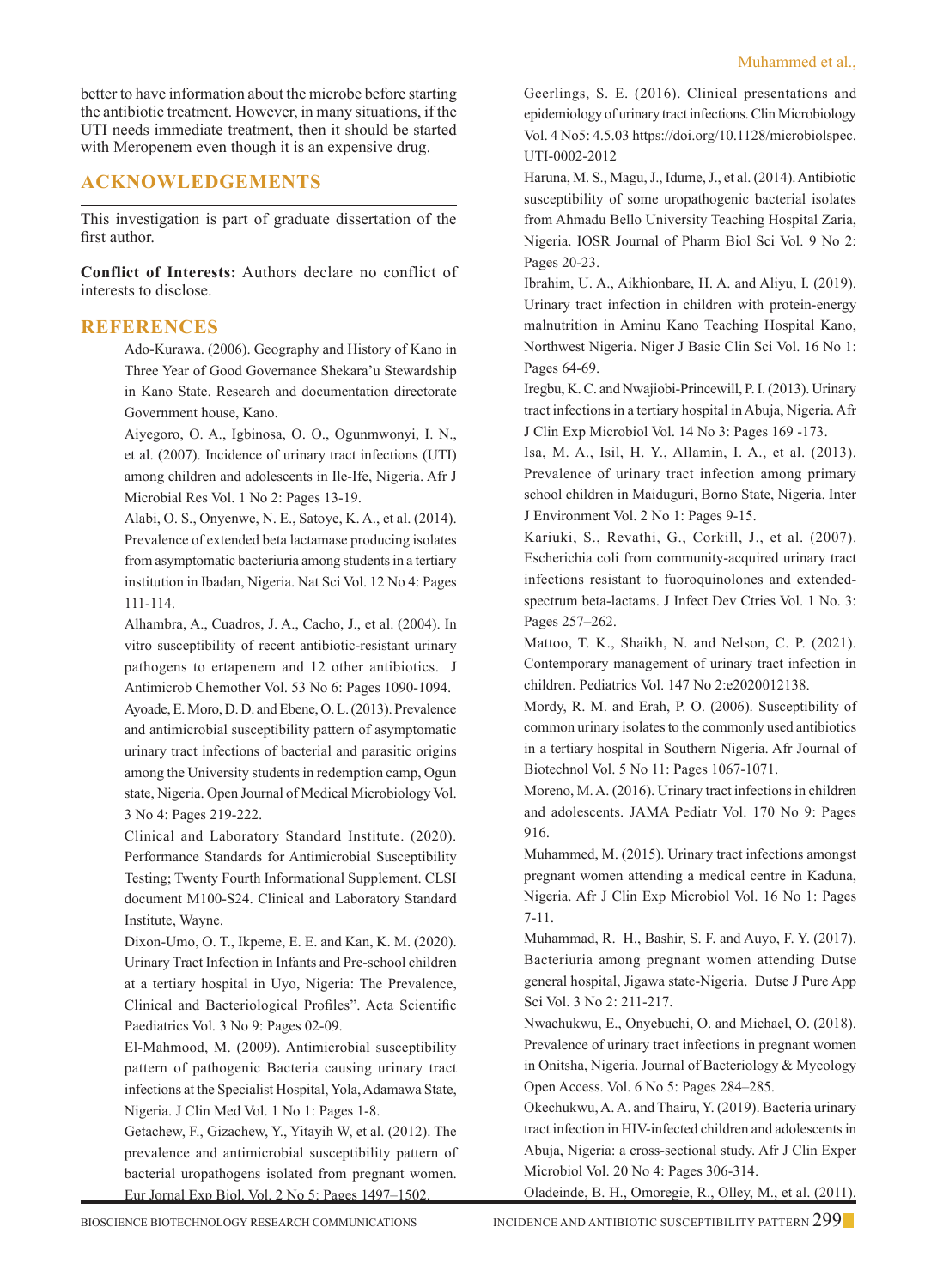better to have information about the microbe before starting the antibiotic treatment. However, in many situations, if the UTI needs immediate treatment, then it should be started with Meropenem even though it is an expensive drug.

## ACKNOWLEDGEMENTS

This investigation is part of graduate dissertation of the first author.

**Conflict of Interests:** Authors declare no conflict of interests to disclose.

## REFERENCES

Ado-Kurawa. (2006). Geography and History of Kano in Three Year of Good Governance Shekara'u Stewardship in Kano State. Research and documentation directorate Government house, Kano.

Aiyegoro, O. A., Igbinosa, O. O., Ogunmwonyi, I. N., et al. (2007). Incidence of urinary tract infections (UTI) among children and adolescents in Ile-Ife, Nigeria. Afr J Microbial Res Vol. 1 No 2: Pages 13-19.

Alabi, O. S., Onyenwe, N. E., Satoye, K. A., et al. (2014). Prevalence of extended beta lactamase producing isolates from asymptomatic bacteriuria among students in a tertiary institution in Ibadan, Nigeria. Nat Sci Vol. 12 No 4: Pages 111-114.

Alhambra, A., Cuadros, J. A., Cacho, J., et al. (2004). In vitro susceptibility of recent antibiotic-resistant urinary pathogens to ertapenem and 12 other antibiotics. J Antimicrob Chemother Vol. 53 No 6: Pages 1090-1094.

Ayoade, E. Moro, D. D. and Ebene, O. L. (2013). Prevalence and antimicrobial susceptibility pattern of asymptomatic urinary tract infections of bacterial and parasitic origins among the University students in redemption camp, Ogun state, Nigeria. Open Journal of Medical Microbiology Vol. 3 No 4: Pages 219-222.

Clinical and Laboratory Standard Institute. (2020). Performance Standards for Antimicrobial Susceptibility Testing; Twenty Fourth Informational Supplement. CLSI document M100-S24. Clinical and Laboratory Standard Institute, Wayne.

Dixon-Umo, O. T., Ikpeme, E. E. and Kan, K. M. (2020). Urinary Tract Infection in Infants and Pre-school children at a tertiary hospital in Uyo, Nigeria: The Prevalence, Clinical and Bacteriological Profiles". Acta Scientific Paediatrics Vol. 3 No 9: Pages 02-09.

El-Mahmood, M. (2009). Antimicrobial susceptibility pattern of pathogenic Bacteria causing urinary tract infections at the Specialist Hospital, Yola, Adamawa State, Nigeria. J Clin Med Vol. 1 No 1: Pages 1-8.

Getachew, F., Gizachew, Y., Yitayih W, et al. (2012). The prevalence and antimicrobial susceptibility pattern of bacterial uropathogens isolated from pregnant women. Eur Jornal Exp Biol. Vol. 2 No 5: Pages 1497–1502.

Geerlings, S. E. (2016). Clinical presentations and epidemiology of urinary tract infections. Clin Microbiology Vol. 4 No5: 4.5.03 https://doi.org/10.1128/microbiolspec.UTI-0002-2012

Haruna, M. S., Magu, J., Idume, J., et al. (2014). Antibiotic susceptibility of some uropathogenic bacterial isolates from Ahmadu Bello University Teaching Hospital Zaria, Nigeria. IOSR Journal of Pharm Biol Sci Vol. 9 No 2: Pages 20-23.

Ibrahim, U. A., Aikhionbare, H. A. and Aliyu, I. (2019). Urinary tract infection in children with protein-energy malnutrition in Aminu Kano Teaching Hospital Kano, Northwest Nigeria. Niger J Basic Clin Sci Vol. 16 No 1: Pages 64-69.

Iregbu, K. C. and Nwajiobi-Princewill, P. I. (2013). Urinary tract infections in a tertiary hospital in Abuja, Nigeria. Afr J Clin Exp Microbiol Vol. 14 No 3: Pages 169 -173.

Isa, M. A., Isil, H. Y., Allamin, I. A., et al. (2013). Prevalence of urinary tract infection among primary school children in Maiduguri, Borno State, Nigeria. Inter J Environment Vol. 2 No 1: Pages 9-15.

Kariuki, S., Revathi, G., Corkill, J., et al. (2007). Escherichia coli from community-acquired urinary tract infections resistant to fuoroquinolones and extended-spectrum beta-lactams. J Infect Dev Ctries Vol. 1 No. 3: Pages 257–262.

Mattoo, T. K., Shaikh, N. and Nelson, C. P. (2021). Contemporary management of urinary tract infection in children. Pediatrics Vol. 147 No 2:e2020012138.

Mordy, R. M. and Erah, P. O. (2006). Susceptibility of common urinary isolates to the commonly used antibiotics in a tertiary hospital in Southern Nigeria. Afr Journal of Biotechnol Vol. 5 No 11: Pages 1067-1071.

Moreno, M. A. (2016). Urinary tract infections in children and adolescents. JAMA Pediatr Vol. 170 No 9: Pages 916.

Muhammed, M. (2015). Urinary tract infections amongst pregnant women attending a medical centre in Kaduna, Nigeria. Afr J Clin Exp Microbiol Vol. 16 No 1: Pages 7-11.

Muhammad, R. H., Bashir, S. F. and Auyo, F. Y. (2017). Bacteriuria among pregnant women attending Dutse general hospital, Jigawa state-Nigeria. Dutse J Pure App Sci Vol. 3 No 2: 211-217.

Nwachukwu, E., Onyebuchi, O. and Michael, O. (2018). Prevalence of urinary tract infections in pregnant women in Onitsha, Nigeria. Journal of Bacteriology & Mycology Open Access. Vol. 6 No 5: Pages 284–285.

Okechukwu, A. A. and Thairu, Y. (2019). Bacteria urinary tract infection in HIV-infected children and adolescents in Abuja, Nigeria: a cross-sectional study. Afr J Clin Exper Microbiol Vol. 20 No 4: Pages 306-314.

Oladeinde, B. H., Omoregie, R., Olley, M., et al. (2011).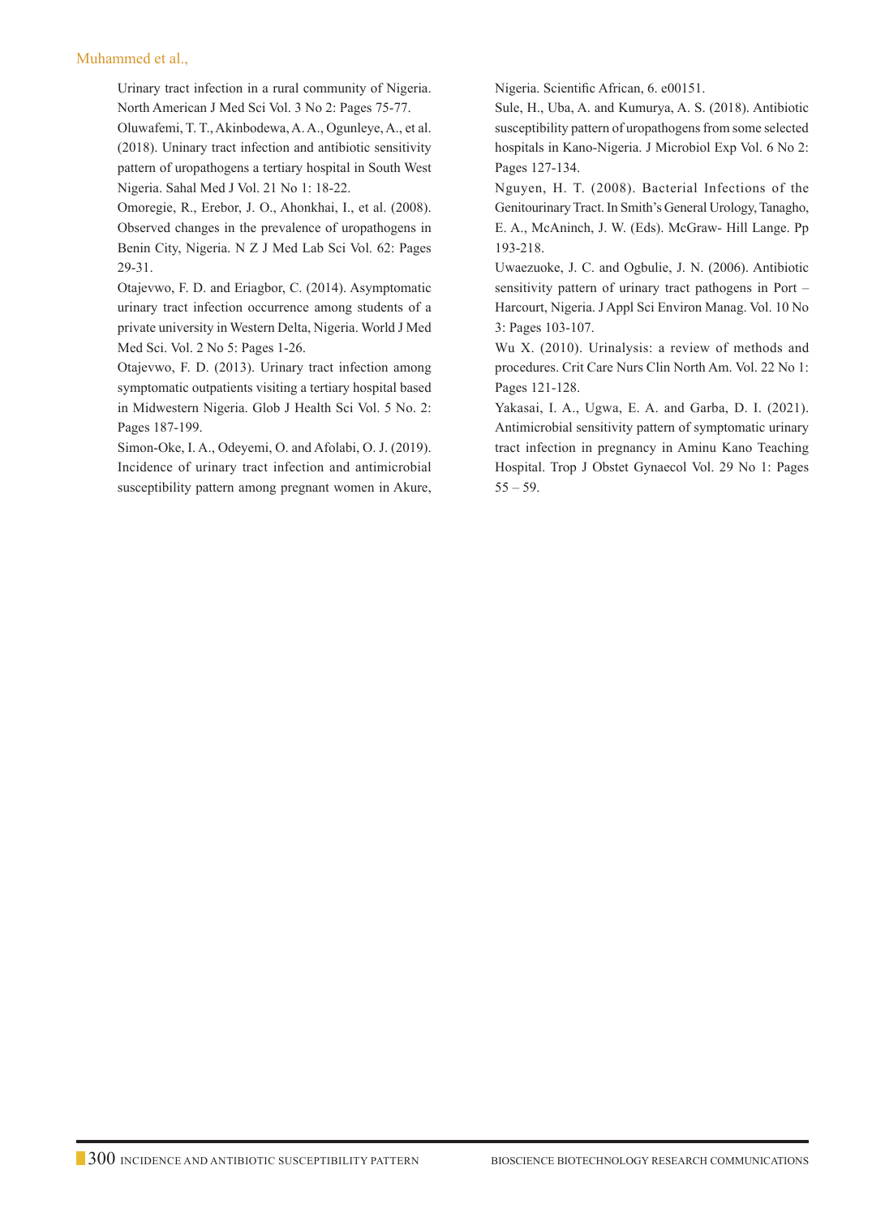Urinary tract infection in a rural community of Nigeria. North American J Med Sci Vol. 3 No 2: Pages 75-77.

Oluwafemi, T. T., Akinbodewa, A. A., Ogunleye, A., et al. (2018). Urinary tract infection and antibiotic sensitivity pattern of uropathogens a tertiary hospital in South West Nigeria. Sahal Med J Vol. 21 No 1: 18-22.

Omoregie, R., Erebor, J. O., Ahonkhai, I., et al. (2008). Observed changes in the prevalence of uropathogens in Benin City, Nigeria. N Z J Med Lab Sci Vol. 62: Pages 29-31.

Otajevwo, F. D. and Eriagbor, C. (2014). Asymptomatic urinary tract infection occurrence among students of a private university in Western Delta, Nigeria. World J Med Med Sci. Vol. 2 No 5: Pages 1-26.

Otajevwo, F. D. (2013). Urinary tract infection among symptomatic outpatients visiting a tertiary hospital based in Midwestern Nigeria. Glob J Health Sci Vol. 5 No. 2: Pages 187-199.

Simon-Oke, I. A., Odeyemi, O. and Afolabi, O. J. (2019). Incidence of urinary tract infection and antimicrobial susceptibility pattern among pregnant women in Akure, Nigeria. Scientific African, 6. e00151.

Sule, H., Uba, A. and Kumurya, A. S. (2018). Antibiotic susceptibility pattern of uropathogens from some selected hospitals in Kano-Nigeria. J Microbiol Exp Vol. 6 No 2: Pages 127-134.

Nguyen, H. T. (2008). Bacterial Infections of the Genitourinary Tract. In Smith's General Urology, Tanagho, E. A., McAninch, J. W. (Eds). McGraw- Hill Lange. Pp 193-218.

Uwaezuoke, J. C. and Ogbulie, J. N. (2006). Antibiotic sensitivity pattern of urinary tract pathogens in Port – Harcourt, Nigeria. J Appl Sci Environ Manag. Vol. 10 No 3: Pages 103-107.

Wu X. (2010). Urinalysis: a review of methods and procedures. Crit Care Nurs Clin North Am. Vol. 22 No 1: Pages 121-128.

Yakasai, I. A., Ugwa, E. A. and Garba, D. I. (2021). Antimicrobial sensitivity pattern of symptomatic urinary tract infection in pregnancy in Aminu Kano Teaching Hospital. Trop J Obstet Gynaecol Vol. 29 No 1: Pages 55 – 59.